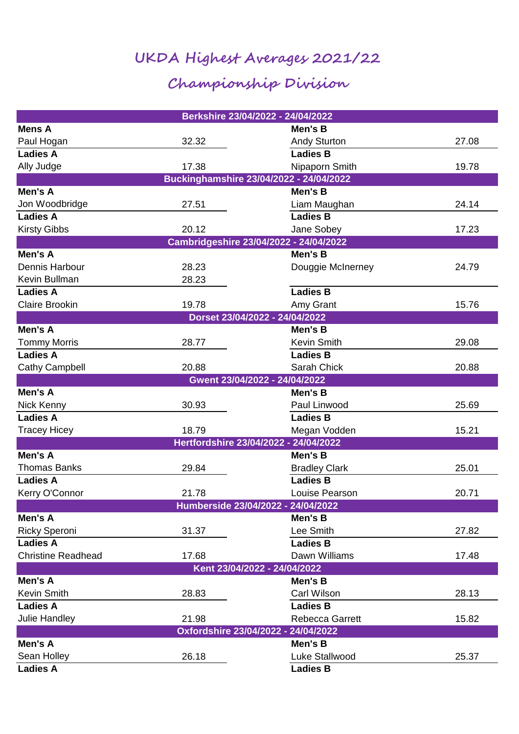# UKDA Highest Averages 2021/22

## Championship Division

| Berkshire 23/04/2022 - 24/04/2022 | | | |
|---|---|---|---|
| **Mens A** | | **Men's B** | |
| Paul Hogan | 32.32 | Andy Sturton | 27.08 |
| **Ladies A** | | **Ladies B** | |
| Ally Judge | 17.38 | Nipaporn Smith | 19.78 |
| **Buckinghamshire 23/04/2022 - 24/04/2022** | | | |
| **Men's A** | | **Men's B** | |
| Jon Woodbridge | 27.51 | Liam Maughan | 24.14 |
| **Ladies A** | | **Ladies B** | |
| Kirsty Gibbs | 20.12 | Jane Sobey | 17.23 |
| **Cambridgeshire 23/04/2022 - 24/04/2022** | | | |
| **Men's A** | | **Men's B** | |
| Dennis Harbour | 28.23 | Douggie McInerney | 24.79 |
| Kevin Bullman | 28.23 | | |
| **Ladies A** | | **Ladies B** | |
| Claire Brookin | 19.78 | Amy Grant | 15.76 |
| **Dorset 23/04/2022 - 24/04/2022** | | | |
| **Men's A** | | **Men's B** | |
| Tommy Morris | 28.77 | Kevin Smith | 29.08 |
| **Ladies A** | | **Ladies B** | |
| Cathy Campbell | 20.88 | Sarah Chick | 20.88 |
| **Gwent 23/04/2022 - 24/04/2022** | | | |
| **Men's A** | | **Men's B** | |
| Nick Kenny | 30.93 | Paul Linwood | 25.69 |
| **Ladies A** | | **Ladies B** | |
| Tracey Hicey | 18.79 | Megan Vodden | 15.21 |
| **Hertfordshire 23/04/2022 - 24/04/2022** | | | |
| **Men's A** | | **Men's B** | |
| Thomas Banks | 29.84 | Bradley Clark | 25.01 |
| **Ladies A** | | **Ladies B** | |
| Kerry O'Connor | 21.78 | Louise Pearson | 20.71 |
| **Humberside 23/04/2022 - 24/04/2022** | | | |
| **Men's A** | | **Men's B** | |
| Ricky Speroni | 31.37 | Lee Smith | 27.82 |
| **Ladies A** | | **Ladies B** | |
| Christine Readhead | 17.68 | Dawn Williams | 17.48 |
| **Kent 23/04/2022 - 24/04/2022** | | | |
| **Men's A** | | **Men's B** | |
| Kevin Smith | 28.83 | Carl Wilson | 28.13 |
| **Ladies A** | | **Ladies B** | |
| Julie Handley | 21.98 | Rebecca Garrett | 15.82 |
| **Oxfordshire 23/04/2022 - 24/04/2022** | | | |
| **Men's A** | | **Men's B** | |
| Sean Holley | 26.18 | Luke Stallwood | 25.37 |
| **Ladies A** | | **Ladies B** | |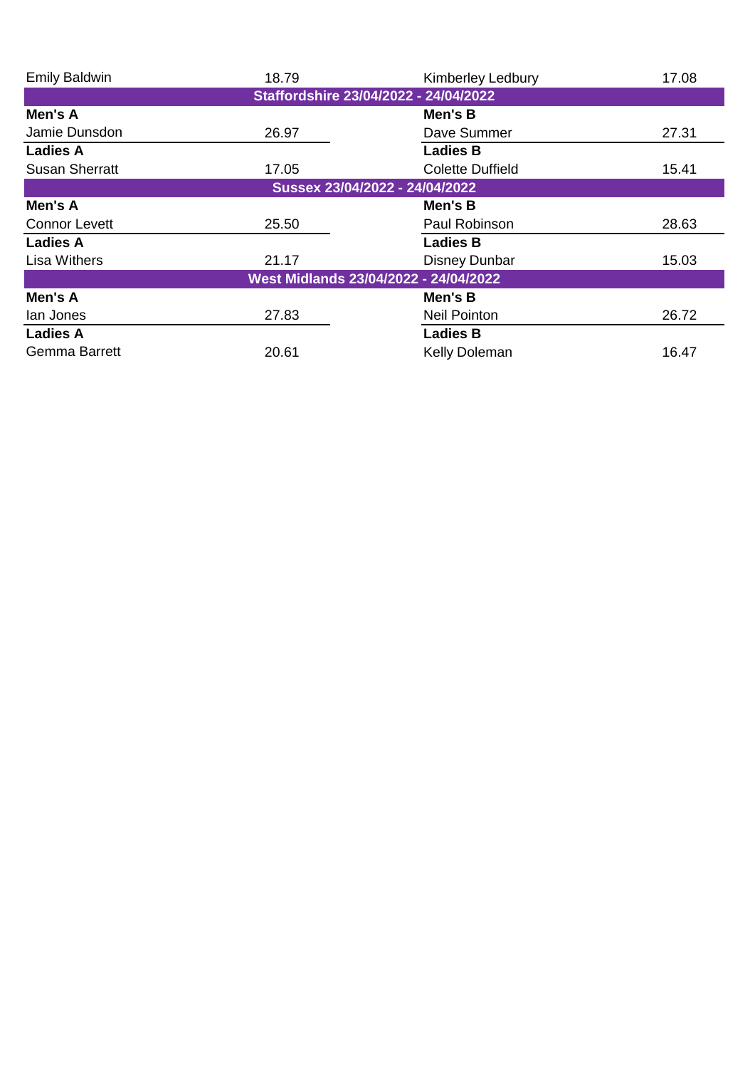| | | | |
|---|---|---|---|
| Emily Baldwin | 18.79 | Kimberley Ledbury | 17.08 |

**Staffordshire 23/04/2022 - 24/04/2022**

| | | | |
|---|---|---|---|
| **Men's A** | | **Men's B** | |
| Jamie Dunsdon | 26.97 | Dave Summer | 27.31 |
| **Ladies A** | | **Ladies B** | |
| Susan Sherratt | 17.05 | Colette Duffield | 15.41 |

**Sussex 23/04/2022 - 24/04/2022**

| | | | |
|---|---|---|---|
| **Men's A** | | **Men's B** | |
| Connor Levett | 25.50 | Paul Robinson | 28.63 |
| **Ladies A** | | **Ladies B** | |
| Lisa Withers | 21.17 | Disney Dunbar | 15.03 |

**West Midlands 23/04/2022 - 24/04/2022**

| | | | |
|---|---|---|---|
| **Men's A** | | **Men's B** | |
| Ian Jones | 27.83 | Neil Pointon | 26.72 |
| **Ladies A** | | **Ladies B** | |
| Gemma Barrett | 20.61 | Kelly Doleman | 16.47 |